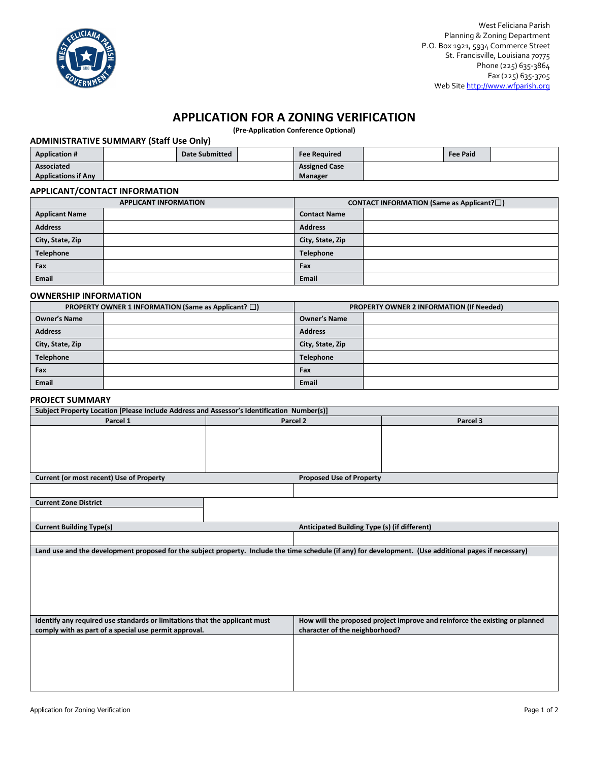West Feliciana Parish
Planning & Zoning Department
P.O. Box 1921, 5934 Commerce Street
St. Francisville, Louisiana 70775
Phone (225) 635-3864
Fax (225) 635-3705
Web Site http://www.wfparish.org

# APPLICATION FOR A ZONING VERIFICATION

**(Pre-Application Conference Optional)**

### ADMINISTRATIVE SUMMARY (Staff Use Only)

| Application # | | Date Submitted | | Fee Required | | Fee Paid | |
|---|---|---|---|---|---|---|---|
| Associated Applications if Any | | | | Assigned Case Manager | | | |

### APPLICANT/CONTACT INFORMATION

| APPLICANT INFORMATION | | CONTACT INFORMATION (Same as Applicant?☐) | |
|---|---|---|---|
| Applicant Name | | Contact Name | |
| Address | | Address | |
| City, State, Zip | | City, State, Zip | |
| Telephone | | Telephone | |
| Fax | | Fax | |
| Email | | Email | |

### OWNERSHIP INFORMATION

| PROPERTY OWNER 1 INFORMATION (Same as Applicant? ☐) | | PROPERTY OWNER 2 INFORMATION (If Needed) | |
|---|---|---|---|
| Owner's Name | | Owner's Name | |
| Address | | Address | |
| City, State, Zip | | City, State, Zip | |
| Telephone | | Telephone | |
| Fax | | Fax | |
| Email | | Email | |

### PROJECT SUMMARY

| Subject Property Location [Please Include Address and Assessor's Identification Number(s)] | | |
|---|---|---|
| Parcel 1 | Parcel 2 | Parcel 3 |
| | | |

| Current (or most recent) Use of Property | Proposed Use of Property |
|---|---|
| | |

| Current Zone District |
|---|
| |

| Current Building Type(s) | Anticipated Building Type (s) (if different) |
|---|---|
| | |

| Land use and the development proposed for the subject property. Include the time schedule (if any) for development. (Use additional pages if necessary) |
|---|
| |

| Identify any required use standards or limitations that the applicant must comply with as part of a special use permit approval. | How will the proposed project improve and reinforce the existing or planned character of the neighborhood? |
|---|---|
| | |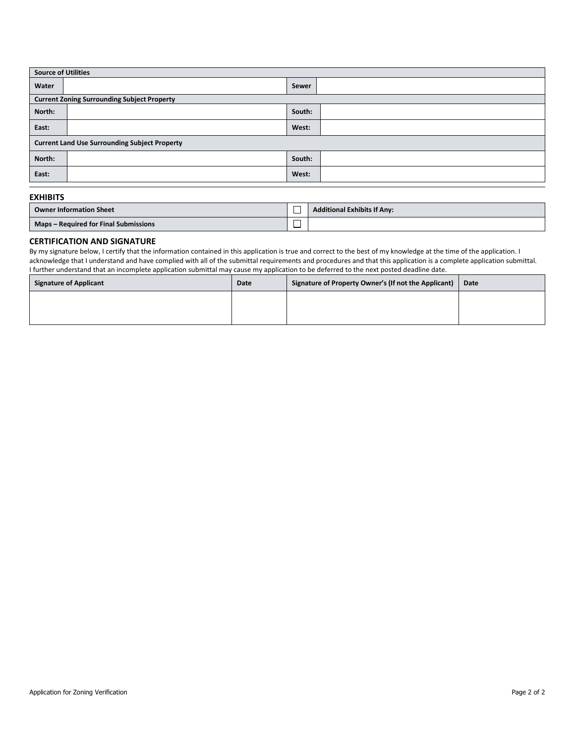| Source of Utilities | | | |
|---|---|---|---|
| **Water** | | **Sewer** | |

| Current Zoning Surrounding Subject Property | | | |
|---|---|---|---|
| **North:** | | **South:** | |
| **East:** | | **West:** | |

| Current Land Use Surrounding Subject Property | | | |
|---|---|---|---|
| **North:** | | **South:** | |
| **East:** | | **West:** | |

## EXHIBITS

| | | |
|---|---|---|
| **Owner Information Sheet** | ☐ | **Additional Exhibits If Any:** |
| **Maps – Required for Final Submissions** | ☐ | |

## CERTIFICATION AND SIGNATURE

By my signature below, I certify that the information contained in this application is true and correct to the best of my knowledge at the time of the application. I acknowledge that I understand and have complied with all of the submittal requirements and procedures and that this application is a complete application submittal. I further understand that an incomplete application submittal may cause my application to be deferred to the next posted deadline date.

| Signature of Applicant | Date | Signature of Property Owner's (If not the Applicant) | Date |
|---|---|---|---|
| | | | |